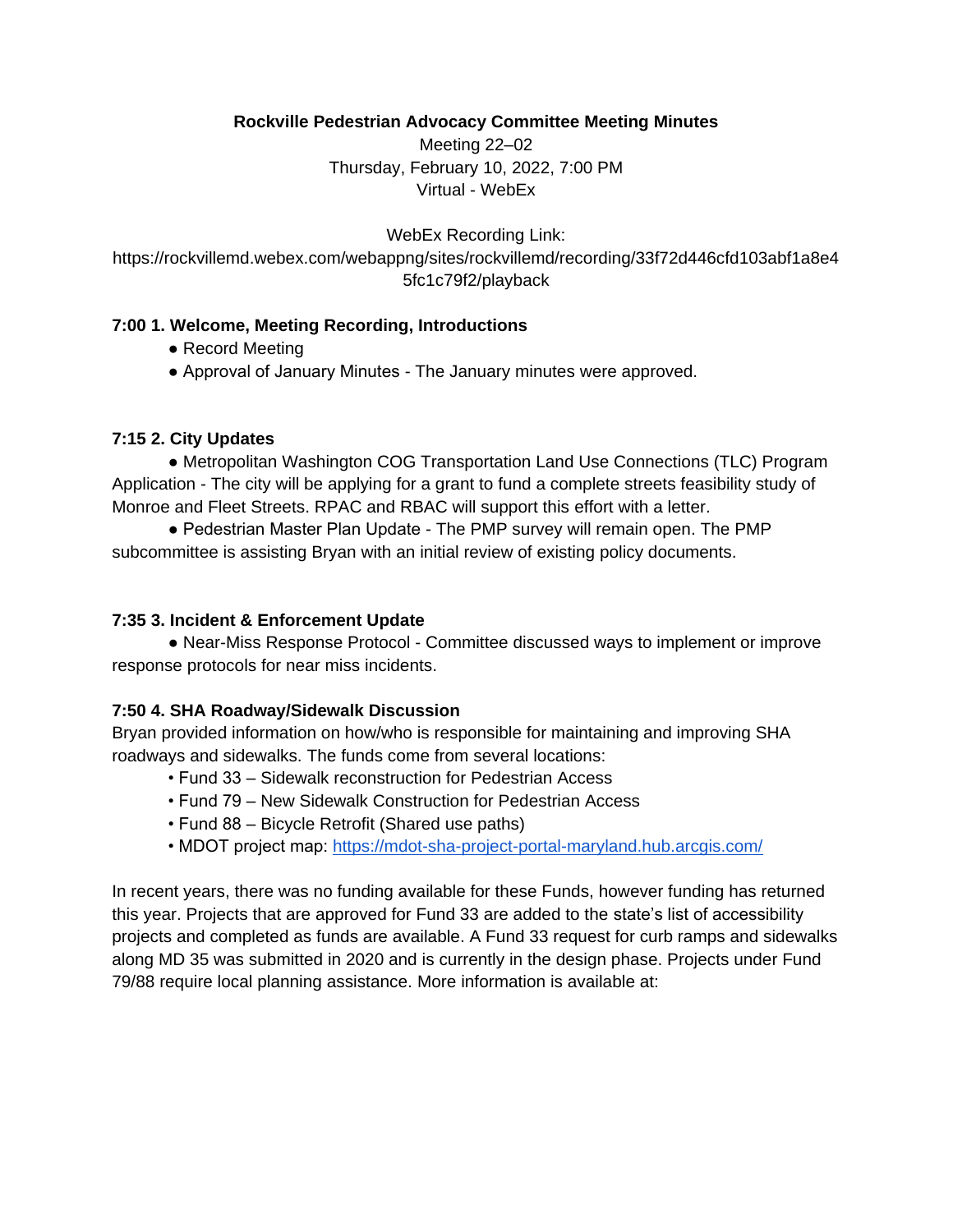**Rockville Pedestrian Advocacy Committee Meeting Minutes**

Meeting 22–02
Thursday, February 10, 2022, 7:00 PM
Virtual - WebEx

WebEx Recording Link:
https://rockvillemd.webex.com/webappng/sites/rockvillemd/recording/33f72d446cfd103abf1a8e45fc1c79f2/playback

**7:00 1. Welcome, Meeting Recording, Introductions**

- Record Meeting
- Approval of January Minutes - The January minutes were approved.

**7:15 2. City Updates**

- Metropolitan Washington COG Transportation Land Use Connections (TLC) Program Application - The city will be applying for a grant to fund a complete streets feasibility study of Monroe and Fleet Streets. RPAC and RBAC will support this effort with a letter.
- Pedestrian Master Plan Update - The PMP survey will remain open. The PMP subcommittee is assisting Bryan with an initial review of existing policy documents.

**7:35 3. Incident & Enforcement Update**

- Near-Miss Response Protocol - Committee discussed ways to implement or improve response protocols for near miss incidents.

**7:50 4. SHA Roadway/Sidewalk Discussion**

Bryan provided information on how/who is responsible for maintaining and improving SHA roadways and sidewalks. The funds come from several locations:

- Fund 33 – Sidewalk reconstruction for Pedestrian Access
- Fund 79 – New Sidewalk Construction for Pedestrian Access
- Fund 88 – Bicycle Retrofit (Shared use paths)
- MDOT project map: [https://mdot-sha-project-portal-maryland.hub.arcgis.com/](https://mdot-sha-project-portal-maryland.hub.arcgis.com/)

In recent years, there was no funding available for these Funds, however funding has returned this year. Projects that are approved for Fund 33 are added to the state's list of accessibility projects and completed as funds are available. A Fund 33 request for curb ramps and sidewalks along MD 35 was submitted in 2020 and is currently in the design phase. Projects under Fund 79/88 require local planning assistance. More information is available at: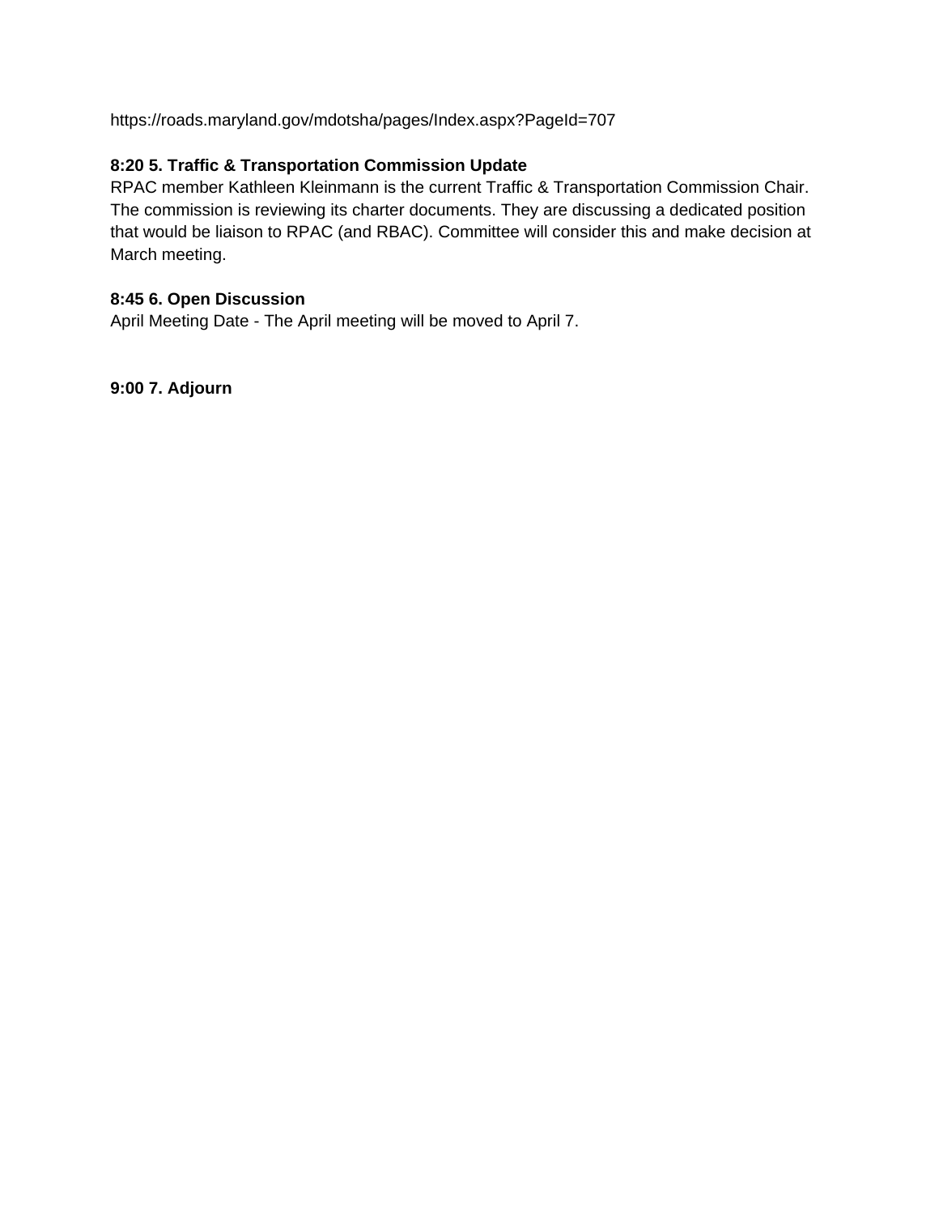https://roads.maryland.gov/mdotsha/pages/Index.aspx?PageId=707

**8:20 5. Traffic & Transportation Commission Update**

RPAC member Kathleen Kleinmann is the current Traffic & Transportation Commission Chair. The commission is reviewing its charter documents. They are discussing a dedicated position that would be liaison to RPAC (and RBAC). Committee will consider this and make decision at March meeting.

**8:45 6. Open Discussion**

April Meeting Date - The April meeting will be moved to April 7.

**9:00 7. Adjourn**